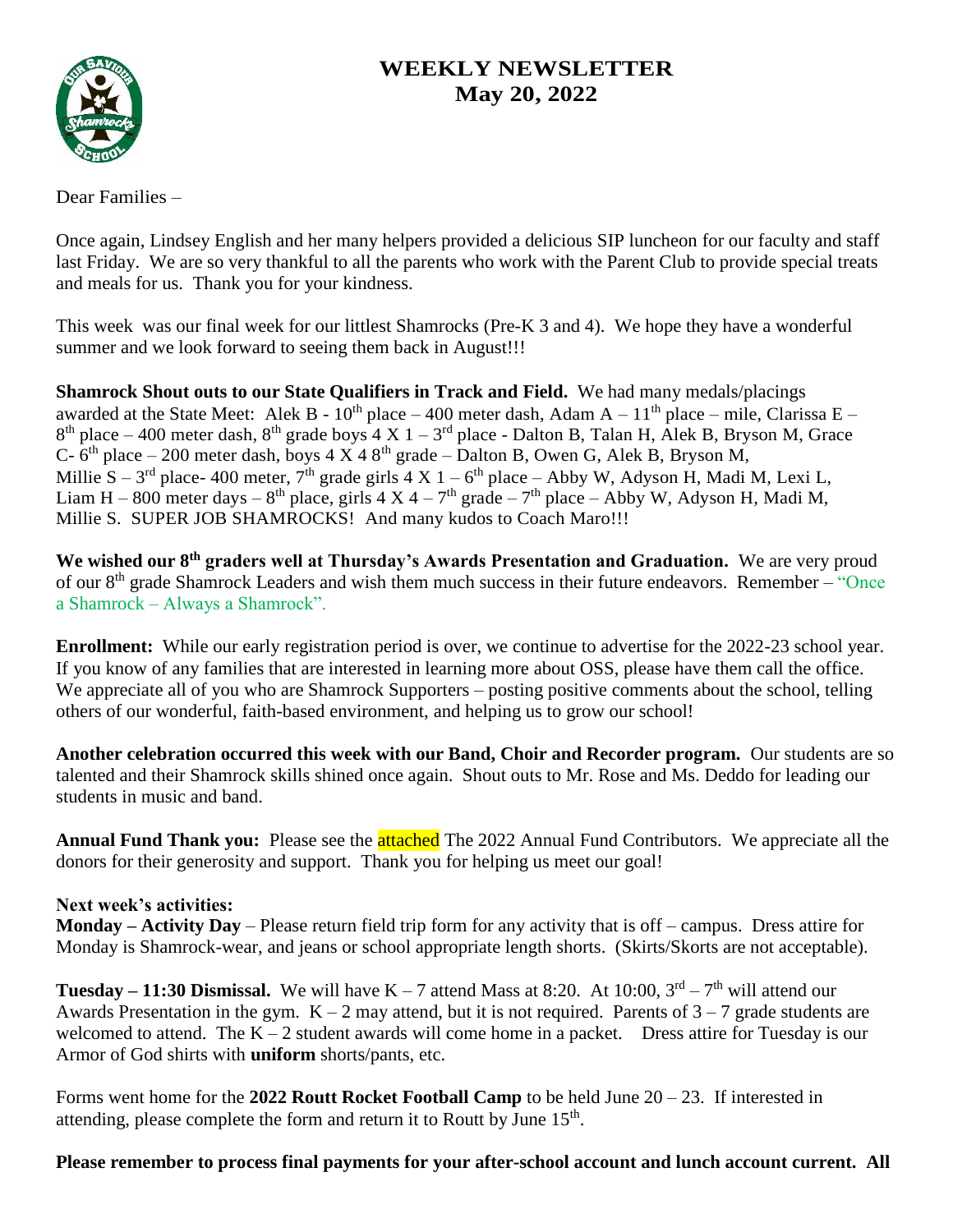# WEEKLY NEWSLETTER
## May 20, 2022

Dear Families –

Once again, Lindsey English and her many helpers provided a delicious SIP luncheon for our faculty and staff last Friday. We are so very thankful to all the parents who work with the Parent Club to provide special treats and meals for us. Thank you for your kindness.

This week was our final week for our littlest Shamrocks (Pre-K 3 and 4). We hope they have a wonderful summer and we look forward to seeing them back in August!!!

**Shamrock Shout outs to our State Qualifiers in Track and Field.** We had many medals/placings awarded at the State Meet: Alek B - 10th place – 400 meter dash, Adam A – 11th place – mile, Clarissa E – 8th place – 400 meter dash, 8th grade boys 4 X 1 – 3rd place - Dalton B, Talan H, Alek B, Bryson M, Grace C- 6th place – 200 meter dash, boys 4 X 4 8th grade – Dalton B, Owen G, Alek B, Bryson M, Millie S – 3rd place- 400 meter, 7th grade girls 4 X 1 – 6th place – Abby W, Adyson H, Madi M, Lexi L, Liam H – 800 meter days – 8th place, girls 4 X 4 – 7th grade – 7th place – Abby W, Adyson H, Madi M, Millie S. SUPER JOB SHAMROCKS! And many kudos to Coach Maro!!!

**We wished our 8th graders well at Thursday's Awards Presentation and Graduation.** We are very proud of our 8th grade Shamrock Leaders and wish them much success in their future endeavors. Remember – "Once a Shamrock – Always a Shamrock".

**Enrollment:** While our early registration period is over, we continue to advertise for the 2022-23 school year. If you know of any families that are interested in learning more about OSS, please have them call the office. We appreciate all of you who are Shamrock Supporters – posting positive comments about the school, telling others of our wonderful, faith-based environment, and helping us to grow our school!

**Another celebration occurred this week with our Band, Choir and Recorder program.** Our students are so talented and their Shamrock skills shined once again. Shout outs to Mr. Rose and Ms. Deddo for leading our students in music and band.

**Annual Fund Thank you:** Please see the attached The 2022 Annual Fund Contributors. We appreciate all the donors for their generosity and support. Thank you for helping us meet our goal!

**Next week's activities:**

**Monday – Activity Day** – Please return field trip form for any activity that is off – campus. Dress attire for Monday is Shamrock-wear, and jeans or school appropriate length shorts. (Skirts/Skorts are not acceptable).

**Tuesday – 11:30 Dismissal.** We will have K – 7 attend Mass at 8:20. At 10:00, 3rd – 7th will attend our Awards Presentation in the gym. K – 2 may attend, but it is not required. Parents of 3 – 7 grade students are welcomed to attend. The K – 2 student awards will come home in a packet. Dress attire for Tuesday is our Armor of God shirts with **uniform** shorts/pants, etc.

Forms went home for the **2022 Routt Rocket Football Camp** to be held June 20 – 23. If interested in attending, please complete the form and return it to Routt by June 15th.

**Please remember to process final payments for your after-school account and lunch account current. All**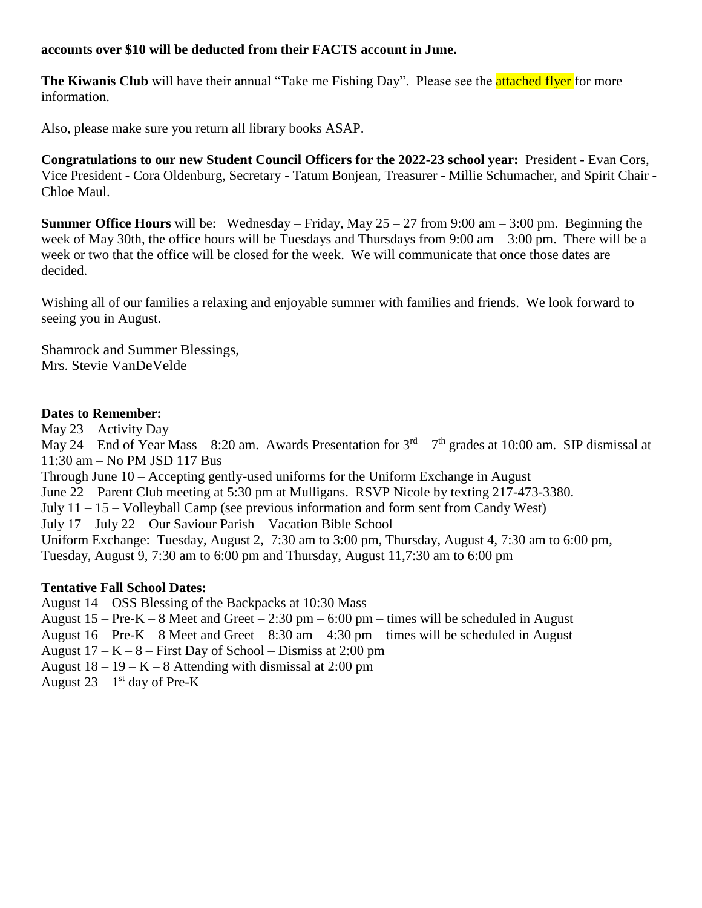**accounts over $10 will be deducted from their FACTS account in June.**

**The Kiwanis Club** will have their annual "Take me Fishing Day". Please see the attached flyer for more information.

Also, please make sure you return all library books ASAP.

**Congratulations to our new Student Council Officers for the 2022-23 school year:** President - Evan Cors, Vice President - Cora Oldenburg, Secretary - Tatum Bonjean, Treasurer - Millie Schumacher, and Spirit Chair - Chloe Maul.

**Summer Office Hours** will be: Wednesday – Friday, May 25 – 27 from 9:00 am – 3:00 pm. Beginning the week of May 30th, the office hours will be Tuesdays and Thursdays from 9:00 am – 3:00 pm. There will be a week or two that the office will be closed for the week. We will communicate that once those dates are decided.

Wishing all of our families a relaxing and enjoyable summer with families and friends. We look forward to seeing you in August.

Shamrock and Summer Blessings,
Mrs. Stevie VanDeVelde

**Dates to Remember:**

May 23 – Activity Day
May 24 – End of Year Mass – 8:20 am. Awards Presentation for 3rd – 7th grades at 10:00 am. SIP dismissal at 11:30 am – No PM JSD 117 Bus
Through June 10 – Accepting gently-used uniforms for the Uniform Exchange in August
June 22 – Parent Club meeting at 5:30 pm at Mulligans. RSVP Nicole by texting 217-473-3380.
July 11 – 15 – Volleyball Camp (see previous information and form sent from Candy West)
July 17 – July 22 – Our Saviour Parish – Vacation Bible School
Uniform Exchange: Tuesday, August 2, 7:30 am to 3:00 pm, Thursday, August 4, 7:30 am to 6:00 pm, Tuesday, August 9, 7:30 am to 6:00 pm and Thursday, August 11,7:30 am to 6:00 pm

**Tentative Fall School Dates:**

August 14 – OSS Blessing of the Backpacks at 10:30 Mass
August 15 – Pre-K – 8 Meet and Greet – 2:30 pm – 6:00 pm – times will be scheduled in August
August 16 – Pre-K – 8 Meet and Greet – 8:30 am – 4:30 pm – times will be scheduled in August
August 17 – K – 8 – First Day of School – Dismiss at 2:00 pm
August 18 – 19 – K – 8 Attending with dismissal at 2:00 pm
August 23 – 1st day of Pre-K